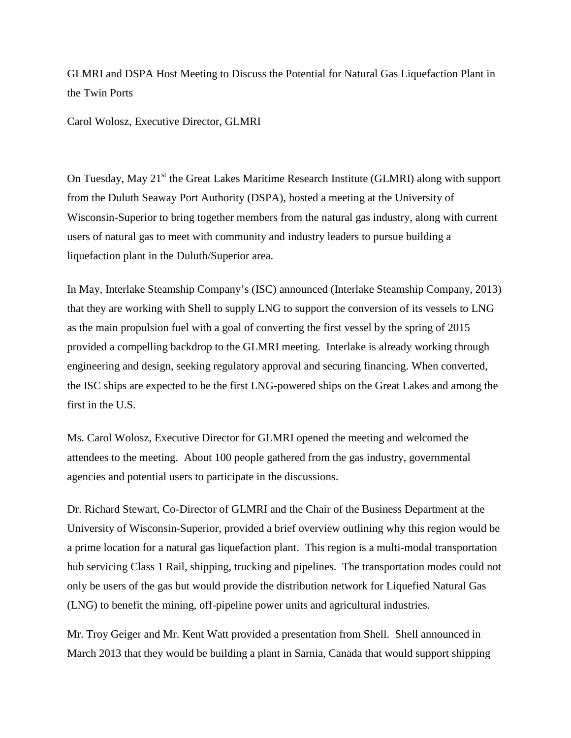# GLMRI and DSPA Host Meeting to Discuss the Potential for Natural Gas Liquefaction Plant in the Twin Ports

Carol Wolosz, Executive Director, GLMRI

On Tuesday, May 21st the Great Lakes Maritime Research Institute (GLMRI) along with support from the Duluth Seaway Port Authority (DSPA), hosted a meeting at the University of Wisconsin-Superior to bring together members from the natural gas industry, along with current users of natural gas to meet with community and industry leaders to pursue building a liquefaction plant in the Duluth/Superior area.

In May, Interlake Steamship Company's (ISC) announced (Interlake Steamship Company, 2013) that they are working with Shell to supply LNG to support the conversion of its vessels to LNG as the main propulsion fuel with a goal of converting the first vessel by the spring of 2015 provided a compelling backdrop to the GLMRI meeting. Interlake is already working through engineering and design, seeking regulatory approval and securing financing. When converted, the ISC ships are expected to be the first LNG-powered ships on the Great Lakes and among the first in the U.S.

Ms. Carol Wolosz, Executive Director for GLMRI opened the meeting and welcomed the attendees to the meeting. About 100 people gathered from the gas industry, governmental agencies and potential users to participate in the discussions.

Dr. Richard Stewart, Co-Director of GLMRI and the Chair of the Business Department at the University of Wisconsin-Superior, provided a brief overview outlining why this region would be a prime location for a natural gas liquefaction plant. This region is a multi-modal transportation hub servicing Class 1 Rail, shipping, trucking and pipelines. The transportation modes could not only be users of the gas but would provide the distribution network for Liquefied Natural Gas (LNG) to benefit the mining, off-pipeline power units and agricultural industries.

Mr. Troy Geiger and Mr. Kent Watt provided a presentation from Shell. Shell announced in March 2013 that they would be building a plant in Sarnia, Canada that would support shipping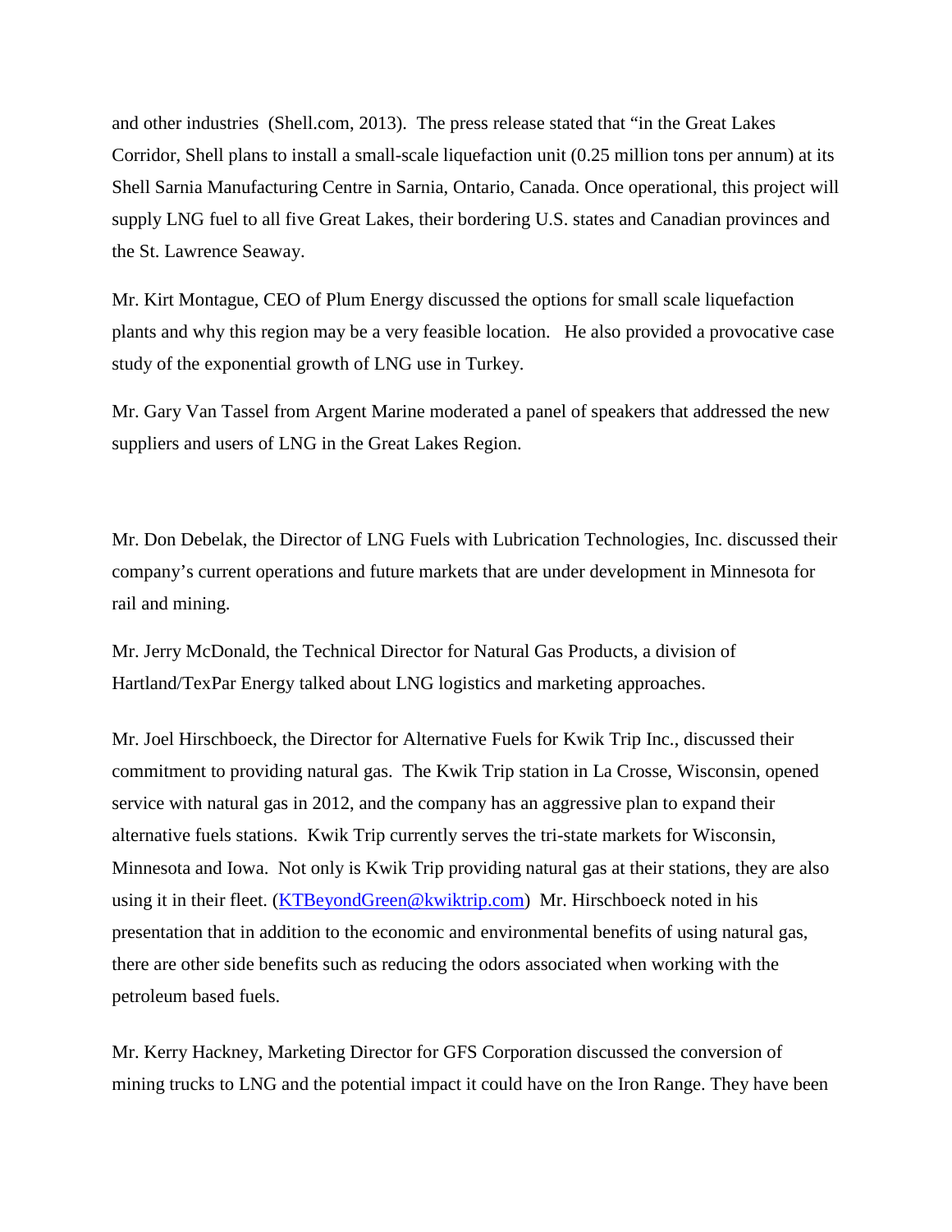and other industries (Shell.com, 2013). The press release stated that "in the Great Lakes Corridor, Shell plans to install a small-scale liquefaction unit (0.25 million tons per annum) at its Shell Sarnia Manufacturing Centre in Sarnia, Ontario, Canada. Once operational, this project will supply LNG fuel to all five Great Lakes, their bordering U.S. states and Canadian provinces and the St. Lawrence Seaway.

Mr. Kirt Montague, CEO of Plum Energy discussed the options for small scale liquefaction plants and why this region may be a very feasible location. He also provided a provocative case study of the exponential growth of LNG use in Turkey.

Mr. Gary Van Tassel from Argent Marine moderated a panel of speakers that addressed the new suppliers and users of LNG in the Great Lakes Region.

Mr. Don Debelak, the Director of LNG Fuels with Lubrication Technologies, Inc. discussed their company's current operations and future markets that are under development in Minnesota for rail and mining.

Mr. Jerry McDonald, the Technical Director for Natural Gas Products, a division of Hartland/TexPar Energy talked about LNG logistics and marketing approaches.

Mr. Joel Hirschboeck, the Director for Alternative Fuels for Kwik Trip Inc., discussed their commitment to providing natural gas. The Kwik Trip station in La Crosse, Wisconsin, opened service with natural gas in 2012, and the company has an aggressive plan to expand their alternative fuels stations. Kwik Trip currently serves the tri-state markets for Wisconsin, Minnesota and Iowa. Not only is Kwik Trip providing natural gas at their stations, they are also using it in their fleet. (KTBeyondGreen@kwiktrip.com) Mr. Hirschboeck noted in his presentation that in addition to the economic and environmental benefits of using natural gas, there are other side benefits such as reducing the odors associated when working with the petroleum based fuels.

Mr. Kerry Hackney, Marketing Director for GFS Corporation discussed the conversion of mining trucks to LNG and the potential impact it could have on the Iron Range. They have been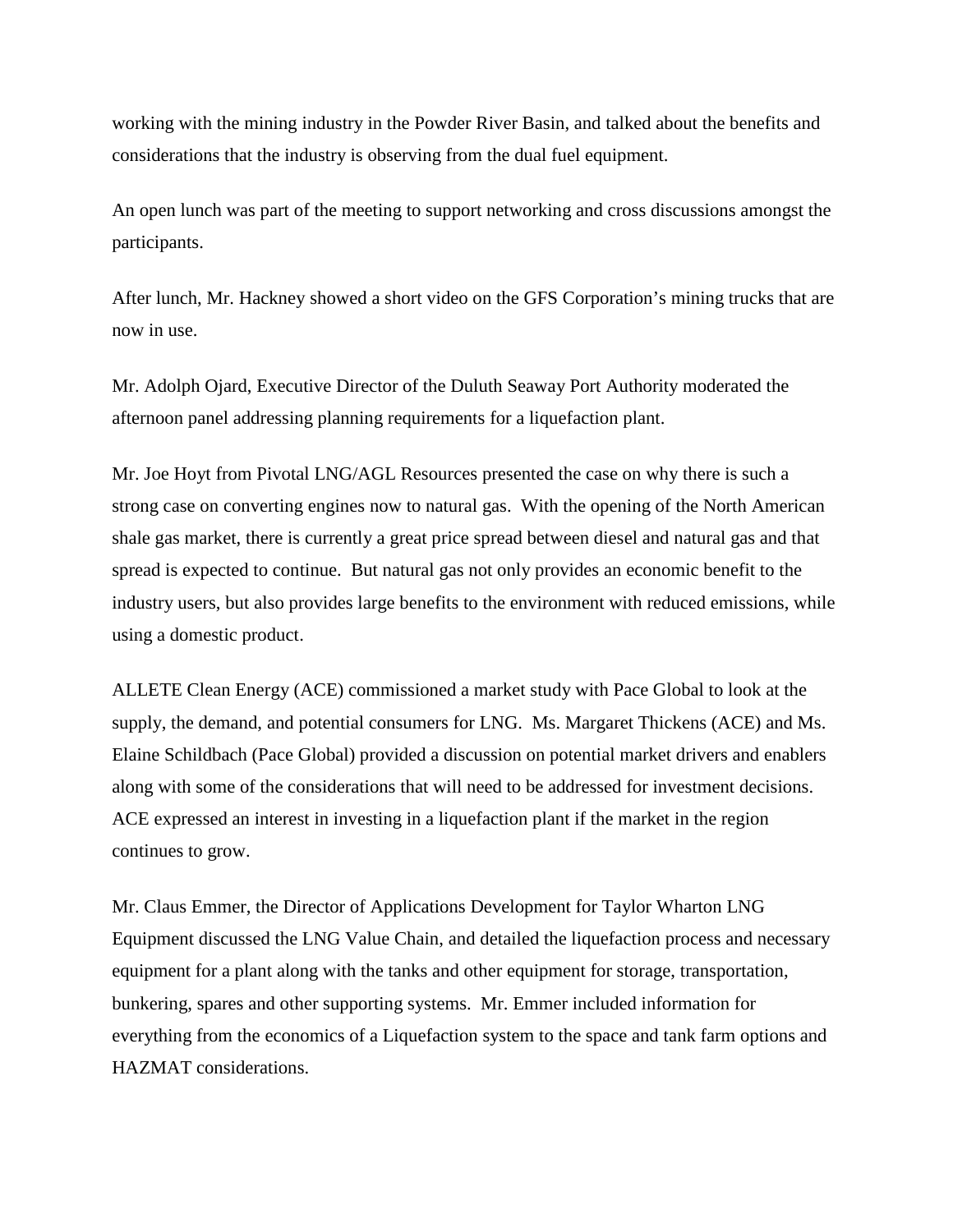working with the mining industry in the Powder River Basin, and talked about the benefits and considerations that the industry is observing from the dual fuel equipment.

An open lunch was part of the meeting to support networking and cross discussions amongst the participants.

After lunch, Mr. Hackney showed a short video on the GFS Corporation's mining trucks that are now in use.

Mr. Adolph Ojard, Executive Director of the Duluth Seaway Port Authority moderated the afternoon panel addressing planning requirements for a liquefaction plant.

Mr. Joe Hoyt from Pivotal LNG/AGL Resources presented the case on why there is such a strong case on converting engines now to natural gas. With the opening of the North American shale gas market, there is currently a great price spread between diesel and natural gas and that spread is expected to continue. But natural gas not only provides an economic benefit to the industry users, but also provides large benefits to the environment with reduced emissions, while using a domestic product.

ALLETE Clean Energy (ACE) commissioned a market study with Pace Global to look at the supply, the demand, and potential consumers for LNG. Ms. Margaret Thickens (ACE) and Ms. Elaine Schildbach (Pace Global) provided a discussion on potential market drivers and enablers along with some of the considerations that will need to be addressed for investment decisions. ACE expressed an interest in investing in a liquefaction plant if the market in the region continues to grow.

Mr. Claus Emmer, the Director of Applications Development for Taylor Wharton LNG Equipment discussed the LNG Value Chain, and detailed the liquefaction process and necessary equipment for a plant along with the tanks and other equipment for storage, transportation, bunkering, spares and other supporting systems. Mr. Emmer included information for everything from the economics of a Liquefaction system to the space and tank farm options and HAZMAT considerations.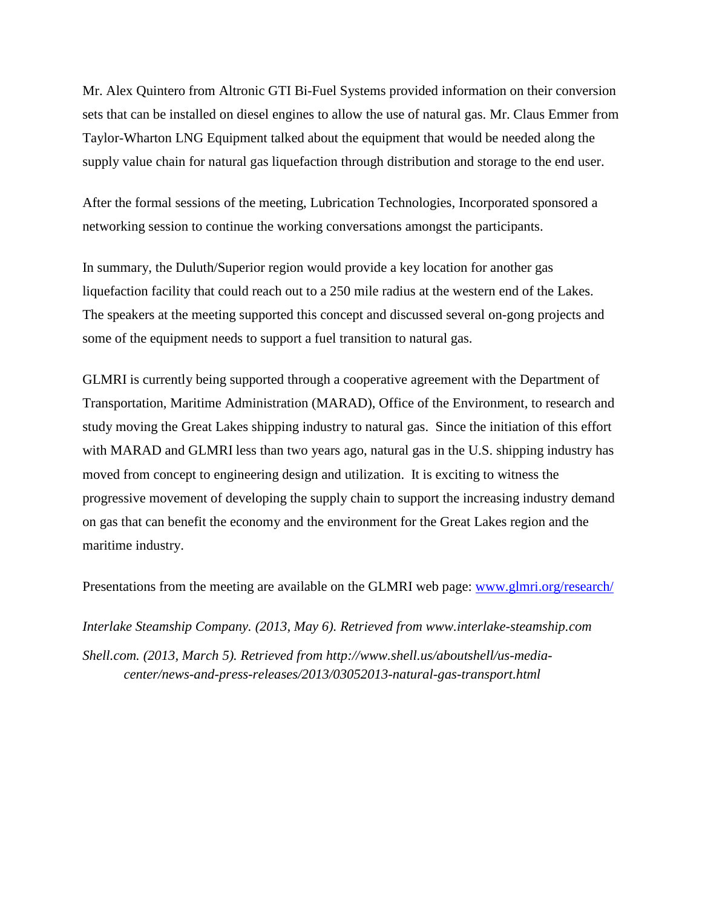Mr. Alex Quintero from Altronic GTI Bi-Fuel Systems provided information on their conversion sets that can be installed on diesel engines to allow the use of natural gas. Mr. Claus Emmer from Taylor-Wharton LNG Equipment talked about the equipment that would be needed along the supply value chain for natural gas liquefaction through distribution and storage to the end user.

After the formal sessions of the meeting, Lubrication Technologies, Incorporated sponsored a networking session to continue the working conversations amongst the participants.

In summary, the Duluth/Superior region would provide a key location for another gas liquefaction facility that could reach out to a 250 mile radius at the western end of the Lakes. The speakers at the meeting supported this concept and discussed several on-gong projects and some of the equipment needs to support a fuel transition to natural gas.

GLMRI is currently being supported through a cooperative agreement with the Department of Transportation, Maritime Administration (MARAD), Office of the Environment, to research and study moving the Great Lakes shipping industry to natural gas. Since the initiation of this effort with MARAD and GLMRI less than two years ago, natural gas in the U.S. shipping industry has moved from concept to engineering design and utilization. It is exciting to witness the progressive movement of developing the supply chain to support the increasing industry demand on gas that can benefit the economy and the environment for the Great Lakes region and the maritime industry.

Presentations from the meeting are available on the GLMRI web page: [www.glmri.org/research/](www.glmri.org/research/)

*Interlake Steamship Company. (2013, May 6). Retrieved from www.interlake-steamship.com*

*Shell.com. (2013, March 5). Retrieved from http://www.shell.us/aboutshell/us-media-center/news-and-press-releases/2013/03052013-natural-gas-transport.html*